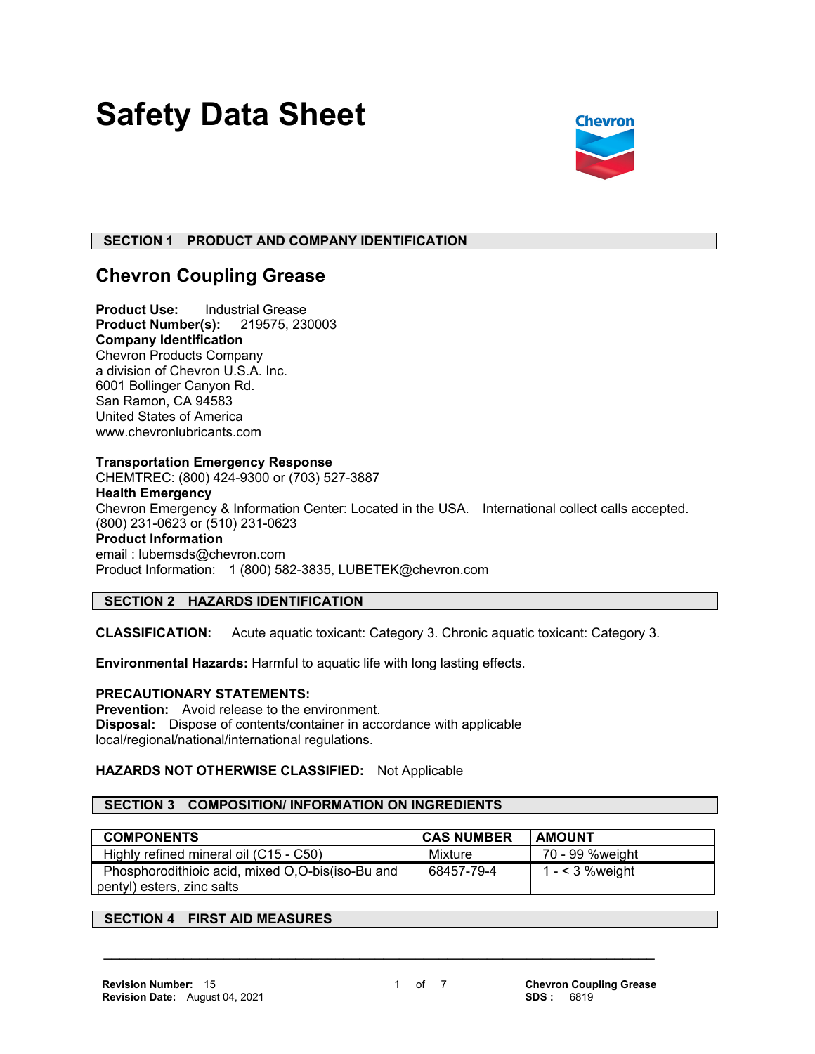# Safety Data Sheet

Chevron

## SECTION 1 PRODUCT AND COMPANY IDENTIFICATION

### Chevron Coupling Grease

**Product Use:** Industrial Grease
**Product Number(s):** 219575, 230003
**Company Identification**
Chevron Products Company
a division of Chevron U.S.A. Inc.
6001 Bollinger Canyon Rd.
San Ramon, CA 94583
United States of America
www.chevronlubricants.com

**Transportation Emergency Response**
CHEMTREC: (800) 424-9300 or (703) 527-3887
**Health Emergency**
Chevron Emergency & Information Center: Located in the USA. International collect calls accepted.
(800) 231-0623 or (510) 231-0623
**Product Information**
email : lubemsds@chevron.com
Product Information: 1 (800) 582-3835, LUBETEK@chevron.com

## SECTION 2 HAZARDS IDENTIFICATION

**CLASSIFICATION:** Acute aquatic toxicant: Category 3. Chronic aquatic toxicant: Category 3.

**Environmental Hazards:** Harmful to aquatic life with long lasting effects.

**PRECAUTIONARY STATEMENTS:**
**Prevention:** Avoid release to the environment.
**Disposal:** Dispose of contents/container in accordance with applicable local/regional/national/international regulations.

**HAZARDS NOT OTHERWISE CLASSIFIED:** Not Applicable

## SECTION 3 COMPOSITION/ INFORMATION ON INGREDIENTS

| COMPONENTS | CAS NUMBER | AMOUNT |
| --- | --- | --- |
| Highly refined mineral oil (C15 - C50) | Mixture | 70 - 99 %weight |
| Phosphorodithioic acid, mixed O,O-bis(iso-Bu and pentyl) esters, zinc salts | 68457-79-4 | 1 - < 3 %weight |

## SECTION 4 FIRST AID MEASURES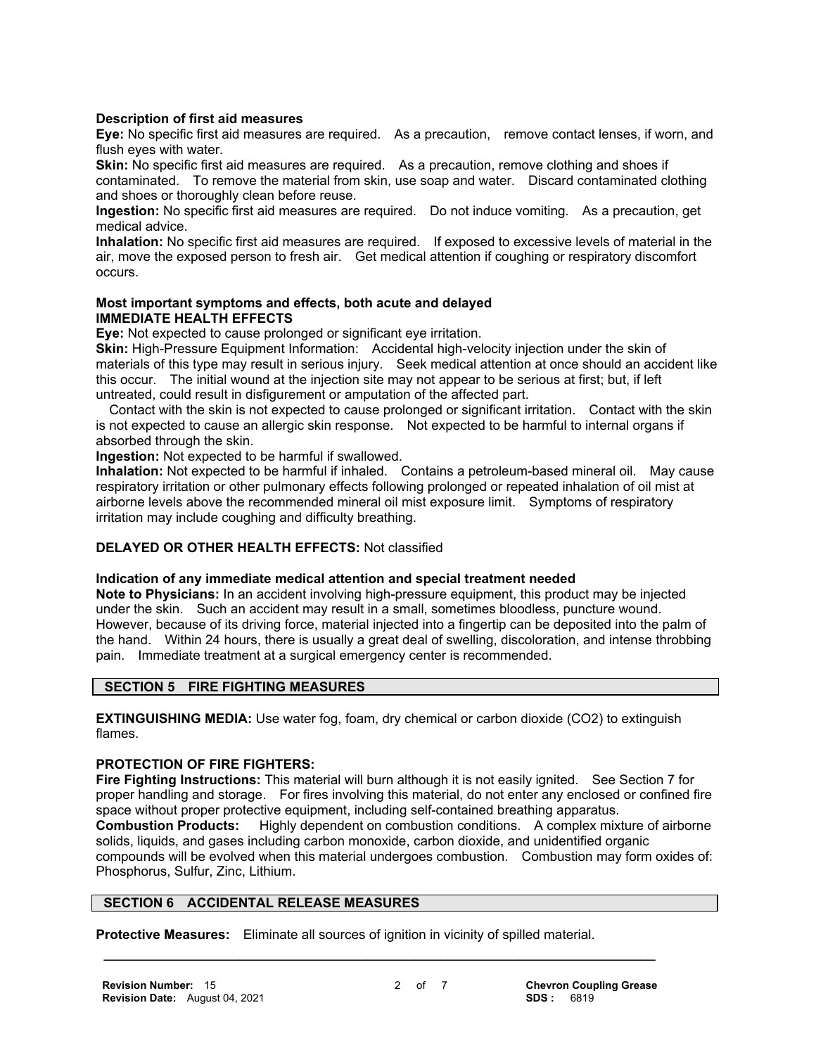**Description of first aid measures**

**Eye:** No specific first aid measures are required. As a precaution, remove contact lenses, if worn, and flush eyes with water.

**Skin:** No specific first aid measures are required. As a precaution, remove clothing and shoes if contaminated. To remove the material from skin, use soap and water. Discard contaminated clothing and shoes or thoroughly clean before reuse.

**Ingestion:** No specific first aid measures are required. Do not induce vomiting. As a precaution, get medical advice.

**Inhalation:** No specific first aid measures are required. If exposed to excessive levels of material in the air, move the exposed person to fresh air. Get medical attention if coughing or respiratory discomfort occurs.

**Most important symptoms and effects, both acute and delayed**

**IMMEDIATE HEALTH EFFECTS**

**Eye:** Not expected to cause prolonged or significant eye irritation.

**Skin:** High-Pressure Equipment Information: Accidental high-velocity injection under the skin of materials of this type may result in serious injury. Seek medical attention at once should an accident like this occur. The initial wound at the injection site may not appear to be serious at first; but, if left untreated, could result in disfigurement or amputation of the affected part.

Contact with the skin is not expected to cause prolonged or significant irritation. Contact with the skin is not expected to cause an allergic skin response. Not expected to be harmful to internal organs if absorbed through the skin.

**Ingestion:** Not expected to be harmful if swallowed.

**Inhalation:** Not expected to be harmful if inhaled. Contains a petroleum-based mineral oil. May cause respiratory irritation or other pulmonary effects following prolonged or repeated inhalation of oil mist at airborne levels above the recommended mineral oil mist exposure limit. Symptoms of respiratory irritation may include coughing and difficulty breathing.

**DELAYED OR OTHER HEALTH EFFECTS:** Not classified

**Indication of any immediate medical attention and special treatment needed**

**Note to Physicians:** In an accident involving high-pressure equipment, this product may be injected under the skin. Such an accident may result in a small, sometimes bloodless, puncture wound. However, because of its driving force, material injected into a fingertip can be deposited into the palm of the hand. Within 24 hours, there is usually a great deal of swelling, discoloration, and intense throbbing pain. Immediate treatment at a surgical emergency center is recommended.

## SECTION 5 FIRE FIGHTING MEASURES

**EXTINGUISHING MEDIA:** Use water fog, foam, dry chemical or carbon dioxide ($CO_2$) to extinguish flames.

**PROTECTION OF FIRE FIGHTERS:**

**Fire Fighting Instructions:** This material will burn although it is not easily ignited. See Section 7 for proper handling and storage. For fires involving this material, do not enter any enclosed or confined fire space without proper protective equipment, including self-contained breathing apparatus.

**Combustion Products:** Highly dependent on combustion conditions. A complex mixture of airborne solids, liquids, and gases including carbon monoxide, carbon dioxide, and unidentified organic compounds will be evolved when this material undergoes combustion. Combustion may form oxides of: Phosphorus, Sulfur, Zinc, Lithium.

## SECTION 6 ACCIDENTAL RELEASE MEASURES

**Protective Measures:** Eliminate all sources of ignition in vicinity of spilled material.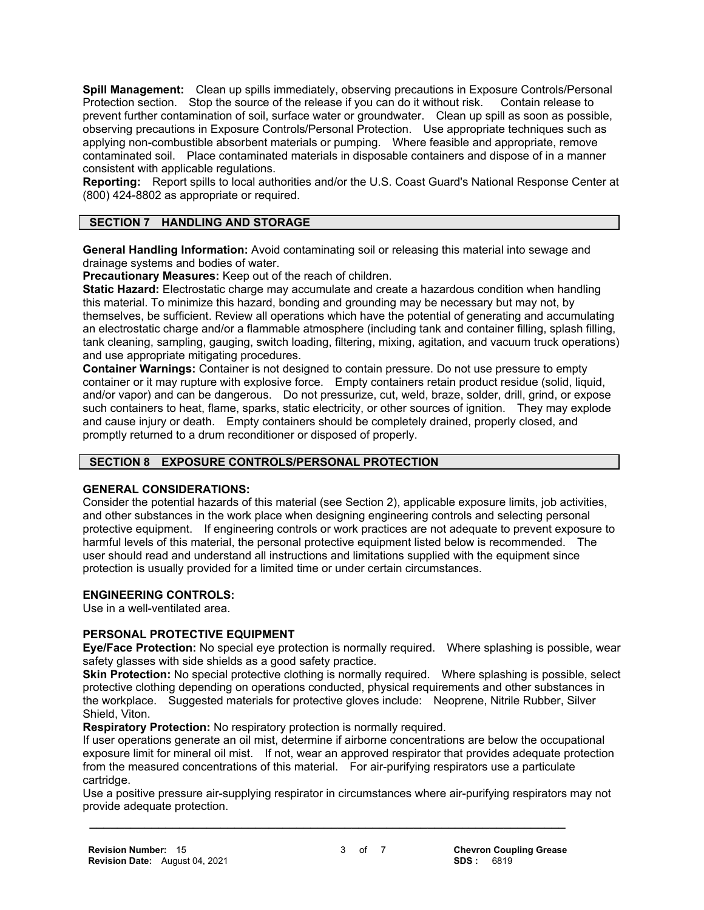**Spill Management:** Clean up spills immediately, observing precautions in Exposure Controls/Personal Protection section. Stop the source of the release if you can do it without risk. Contain release to prevent further contamination of soil, surface water or groundwater. Clean up spill as soon as possible, observing precautions in Exposure Controls/Personal Protection. Use appropriate techniques such as applying non-combustible absorbent materials or pumping. Where feasible and appropriate, remove contaminated soil. Place contaminated materials in disposable containers and dispose of in a manner consistent with applicable regulations.
**Reporting:** Report spills to local authorities and/or the U.S. Coast Guard's National Response Center at (800) 424-8802 as appropriate or required.

## SECTION 7 HANDLING AND STORAGE

**General Handling Information:** Avoid contaminating soil or releasing this material into sewage and drainage systems and bodies of water.
**Precautionary Measures:** Keep out of the reach of children.
**Static Hazard:** Electrostatic charge may accumulate and create a hazardous condition when handling this material. To minimize this hazard, bonding and grounding may be necessary but may not, by themselves, be sufficient. Review all operations which have the potential of generating and accumulating an electrostatic charge and/or a flammable atmosphere (including tank and container filling, splash filling, tank cleaning, sampling, gauging, switch loading, filtering, mixing, agitation, and vacuum truck operations) and use appropriate mitigating procedures.
**Container Warnings:** Container is not designed to contain pressure. Do not use pressure to empty container or it may rupture with explosive force. Empty containers retain product residue (solid, liquid, and/or vapor) and can be dangerous. Do not pressurize, cut, weld, braze, solder, drill, grind, or expose such containers to heat, flame, sparks, static electricity, or other sources of ignition. They may explode and cause injury or death. Empty containers should be completely drained, properly closed, and promptly returned to a drum reconditioner or disposed of properly.

## SECTION 8 EXPOSURE CONTROLS/PERSONAL PROTECTION

### GENERAL CONSIDERATIONS:

Consider the potential hazards of this material (see Section 2), applicable exposure limits, job activities, and other substances in the work place when designing engineering controls and selecting personal protective equipment. If engineering controls or work practices are not adequate to prevent exposure to harmful levels of this material, the personal protective equipment listed below is recommended. The user should read and understand all instructions and limitations supplied with the equipment since protection is usually provided for a limited time or under certain circumstances.

### ENGINEERING CONTROLS:

Use in a well-ventilated area.

### PERSONAL PROTECTIVE EQUIPMENT

**Eye/Face Protection:** No special eye protection is normally required. Where splashing is possible, wear safety glasses with side shields as a good safety practice.
**Skin Protection:** No special protective clothing is normally required. Where splashing is possible, select protective clothing depending on operations conducted, physical requirements and other substances in the workplace. Suggested materials for protective gloves include: Neoprene, Nitrile Rubber, Silver Shield, Viton.
**Respiratory Protection:** No respiratory protection is normally required.
If user operations generate an oil mist, determine if airborne concentrations are below the occupational exposure limit for mineral oil mist. If not, wear an approved respirator that provides adequate protection from the measured concentrations of this material. For air-purifying respirators use a particulate cartridge.
Use a positive pressure air-supplying respirator in circumstances where air-purifying respirators may not provide adequate protection.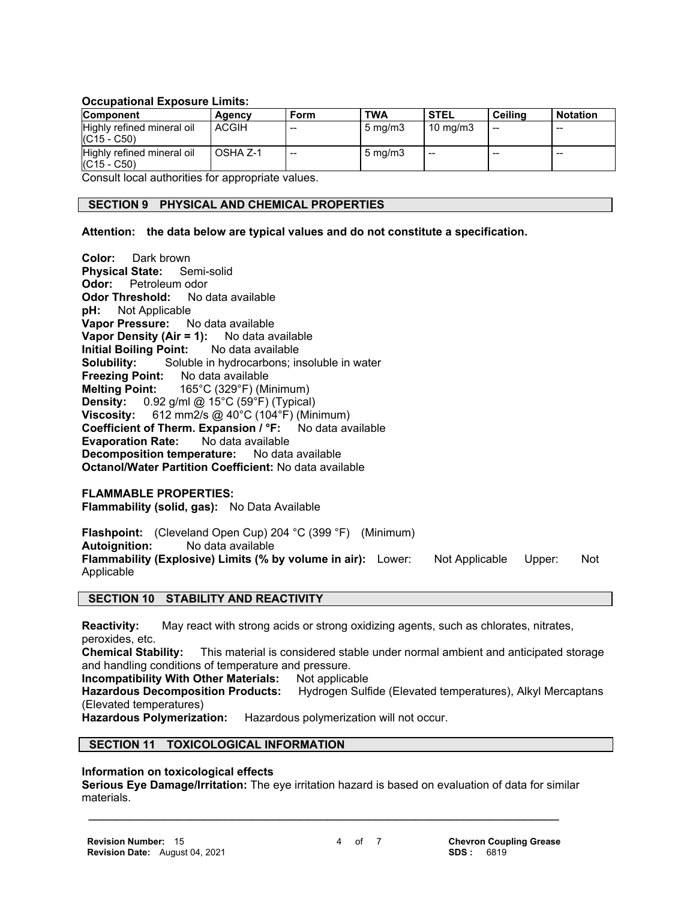**Occupational Exposure Limits:**

| Component | Agency | Form | TWA | STEL | Ceiling | Notation |
|---|---|---|---|---|---|---|
| Highly refined mineral oil (C15 - C50) | ACGIH | -- | 5 mg/m3 | 10 mg/m3 | -- | -- |
| Highly refined mineral oil (C15 - C50) | OSHA Z-1 | -- | 5 mg/m3 | -- | -- | -- |

Consult local authorities for appropriate values.

## SECTION 9 PHYSICAL AND CHEMICAL PROPERTIES

**Attention: the data below are typical values and do not constitute a specification.**

**Color:** Dark brown
**Physical State:** Semi-solid
**Odor:** Petroleum odor
**Odor Threshold:** No data available
**pH:** Not Applicable
**Vapor Pressure:** No data available
**Vapor Density (Air = 1):** No data available
**Initial Boiling Point:** No data available
**Solubility:** Soluble in hydrocarbons; insoluble in water
**Freezing Point:** No data available
**Melting Point:** 165°C (329°F) (Minimum)
**Density:** 0.92 g/ml @ 15°C (59°F) (Typical)
**Viscosity:** 612 mm2/s @ 40°C (104°F) (Minimum)
**Coefficient of Therm. Expansion / °F:** No data available
**Evaporation Rate:** No data available
**Decomposition temperature:** No data available
**Octanol/Water Partition Coefficient:** No data available

**FLAMMABLE PROPERTIES:**
**Flammability (solid, gas):** No Data Available

**Flashpoint:** (Cleveland Open Cup) 204 °C (399 °F) (Minimum)
**Autoignition:** No data available
**Flammability (Explosive) Limits (% by volume in air):** Lower: Not Applicable Upper: Not Applicable

## SECTION 10 STABILITY AND REACTIVITY

**Reactivity:** May react with strong acids or strong oxidizing agents, such as chlorates, nitrates, peroxides, etc.
**Chemical Stability:** This material is considered stable under normal ambient and anticipated storage and handling conditions of temperature and pressure.
**Incompatibility With Other Materials:** Not applicable
**Hazardous Decomposition Products:** Hydrogen Sulfide (Elevated temperatures), Alkyl Mercaptans (Elevated temperatures)
**Hazardous Polymerization:** Hazardous polymerization will not occur.

## SECTION 11 TOXICOLOGICAL INFORMATION

**Information on toxicological effects**
**Serious Eye Damage/Irritation:** The eye irritation hazard is based on evaluation of data for similar materials.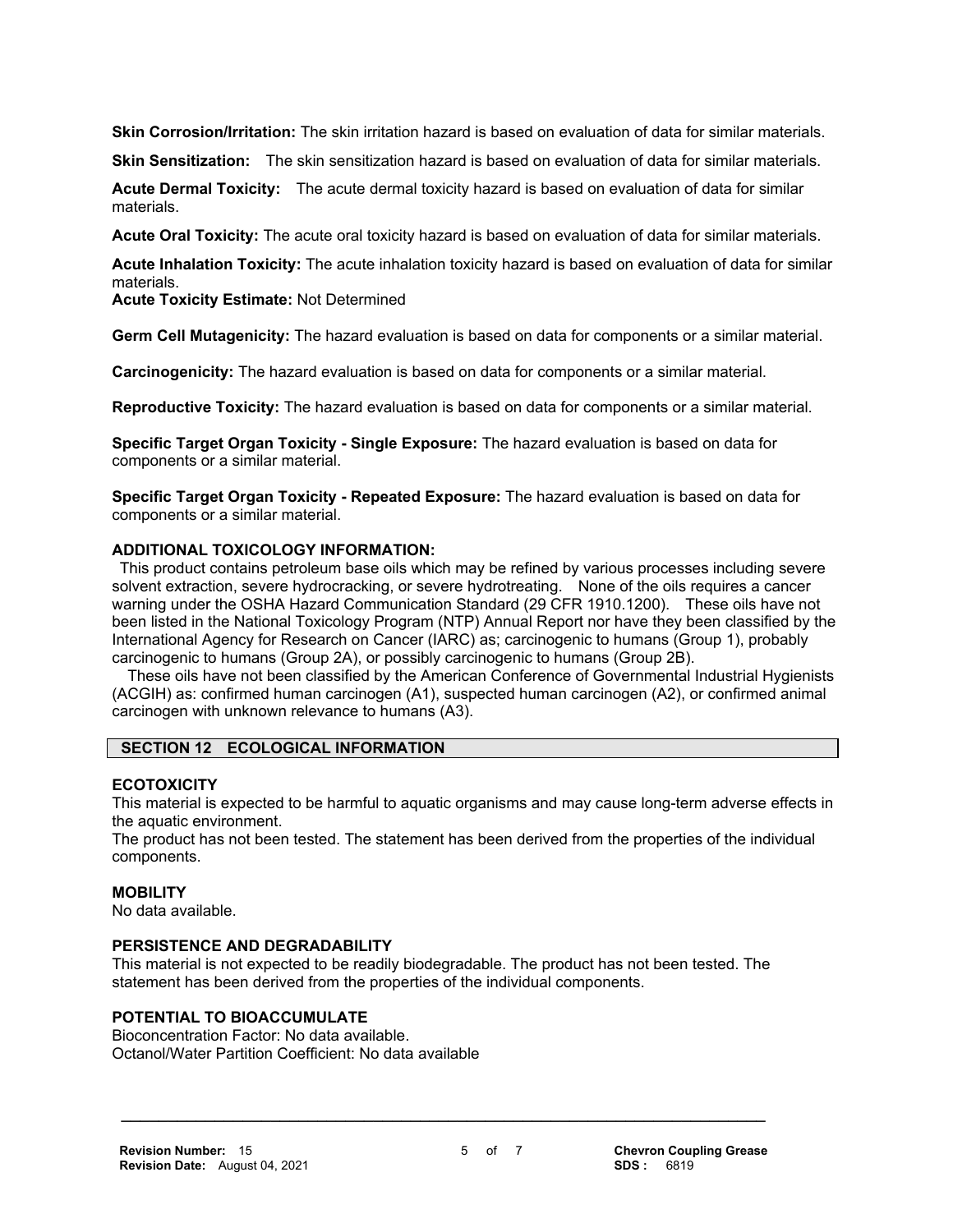**Skin Corrosion/Irritation:** The skin irritation hazard is based on evaluation of data for similar materials.

**Skin Sensitization:** The skin sensitization hazard is based on evaluation of data for similar materials.

**Acute Dermal Toxicity:** The acute dermal toxicity hazard is based on evaluation of data for similar materials.

**Acute Oral Toxicity:** The acute oral toxicity hazard is based on evaluation of data for similar materials.

**Acute Inhalation Toxicity:** The acute inhalation toxicity hazard is based on evaluation of data for similar materials.
**Acute Toxicity Estimate:** Not Determined

**Germ Cell Mutagenicity:** The hazard evaluation is based on data for components or a similar material.

**Carcinogenicity:** The hazard evaluation is based on data for components or a similar material.

**Reproductive Toxicity:** The hazard evaluation is based on data for components or a similar material.

**Specific Target Organ Toxicity - Single Exposure:** The hazard evaluation is based on data for components or a similar material.

**Specific Target Organ Toxicity - Repeated Exposure:** The hazard evaluation is based on data for components or a similar material.

**ADDITIONAL TOXICOLOGY INFORMATION:**

This product contains petroleum base oils which may be refined by various processes including severe solvent extraction, severe hydrocracking, or severe hydrotreating. None of the oils requires a cancer warning under the OSHA Hazard Communication Standard (29 CFR 1910.1200). These oils have not been listed in the National Toxicology Program (NTP) Annual Report nor have they been classified by the International Agency for Research on Cancer (IARC) as; carcinogenic to humans (Group 1), probably carcinogenic to humans (Group 2A), or possibly carcinogenic to humans (Group 2B).

These oils have not been classified by the American Conference of Governmental Industrial Hygienists (ACGIH) as: confirmed human carcinogen (A1), suspected human carcinogen (A2), or confirmed animal carcinogen with unknown relevance to humans (A3).

## SECTION 12 ECOLOGICAL INFORMATION

### ECOTOXICITY

This material is expected to be harmful to aquatic organisms and may cause long-term adverse effects in the aquatic environment.
The product has not been tested. The statement has been derived from the properties of the individual components.

### MOBILITY

No data available.

### PERSISTENCE AND DEGRADABILITY

This material is not expected to be readily biodegradable. The product has not been tested. The statement has been derived from the properties of the individual components.

### POTENTIAL TO BIOACCUMULATE

Bioconcentration Factor: No data available.
Octanol/Water Partition Coefficient: No data available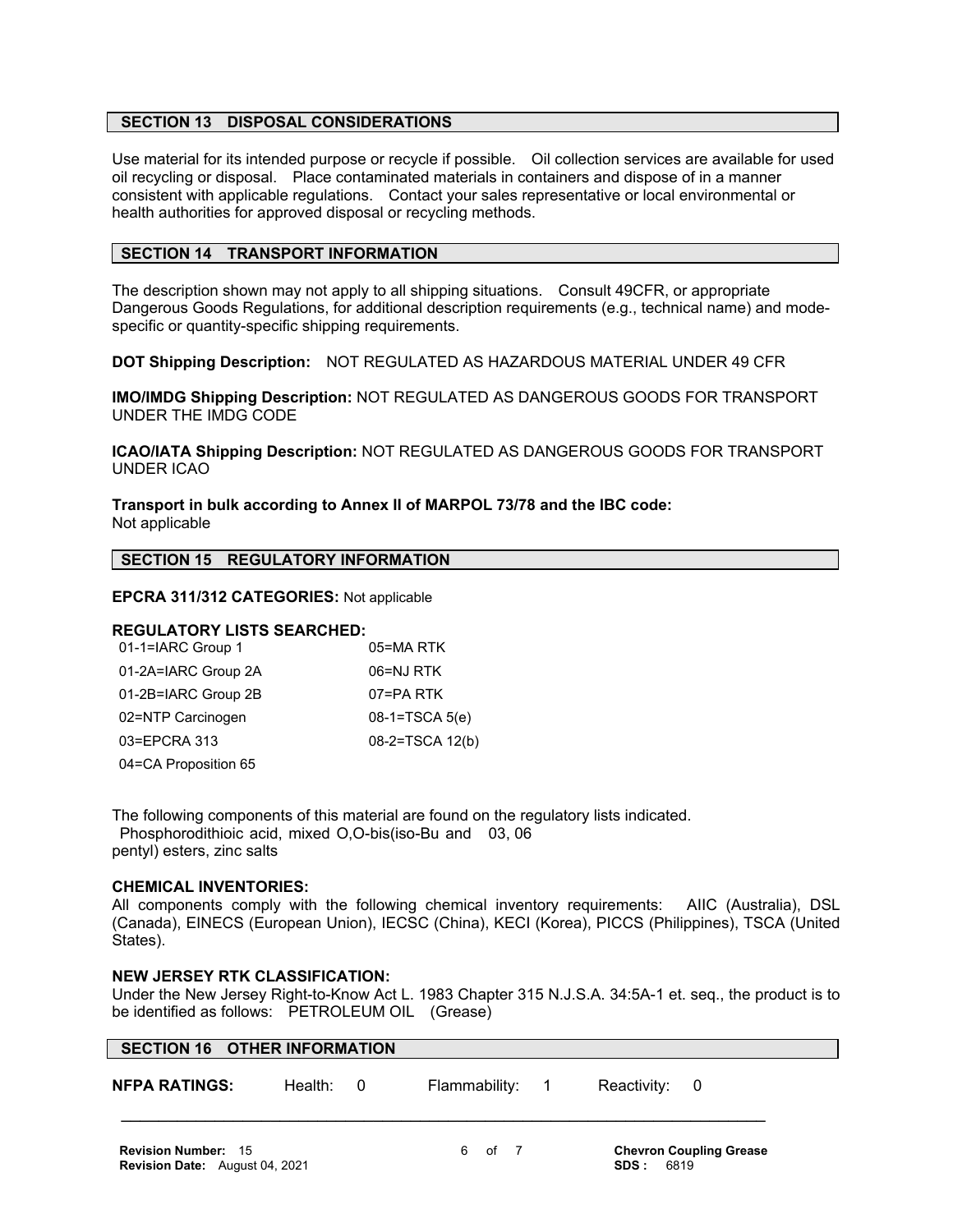## SECTION 13 DISPOSAL CONSIDERATIONS

Use material for its intended purpose or recycle if possible. Oil collection services are available for used oil recycling or disposal. Place contaminated materials in containers and dispose of in a manner consistent with applicable regulations. Contact your sales representative or local environmental or health authorities for approved disposal or recycling methods.

## SECTION 14 TRANSPORT INFORMATION

The description shown may not apply to all shipping situations. Consult 49CFR, or appropriate Dangerous Goods Regulations, for additional description requirements (e.g., technical name) and mode-specific or quantity-specific shipping requirements.

**DOT Shipping Description:** NOT REGULATED AS HAZARDOUS MATERIAL UNDER 49 CFR

**IMO/IMDG Shipping Description:** NOT REGULATED AS DANGEROUS GOODS FOR TRANSPORT UNDER THE IMDG CODE

**ICAO/IATA Shipping Description:** NOT REGULATED AS DANGEROUS GOODS FOR TRANSPORT UNDER ICAO

**Transport in bulk according to Annex II of MARPOL 73/78 and the IBC code:**
Not applicable

## SECTION 15 REGULATORY INFORMATION

**EPCRA 311/312 CATEGORIES:** Not applicable

**REGULATORY LISTS SEARCHED:**

| | |
|---|---|
| 01-1=IARC Group 1 | 05=MA RTK |
| 01-2A=IARC Group 2A | 06=NJ RTK |
| 01-2B=IARC Group 2B | 07=PA RTK |
| 02=NTP Carcinogen | 08-1=TSCA 5(e) |
| 03=EPCRA 313 | 08-2=TSCA 12(b) |
| 04=CA Proposition 65 | |

The following components of this material are found on the regulatory lists indicated.

| | |
|---|---|
| Phosphorodithioic acid, mixed O,O-bis(iso-Bu and pentyl) esters, zinc salts | 03, 06 |

**CHEMICAL INVENTORIES:**
All components comply with the following chemical inventory requirements: AIIC (Australia), DSL (Canada), EINECS (European Union), IECSC (China), KECI (Korea), PICCS (Philippines), TSCA (United States).

**NEW JERSEY RTK CLASSIFICATION:**
Under the New Jersey Right-to-Know Act L. 1983 Chapter 315 N.J.S.A. 34:5A-1 et. seq., the product is to be identified as follows: PETROLEUM OIL (Grease)

## SECTION 16 OTHER INFORMATION

**NFPA RATINGS:** Health: 0 Flammability: 1 Reactivity: 0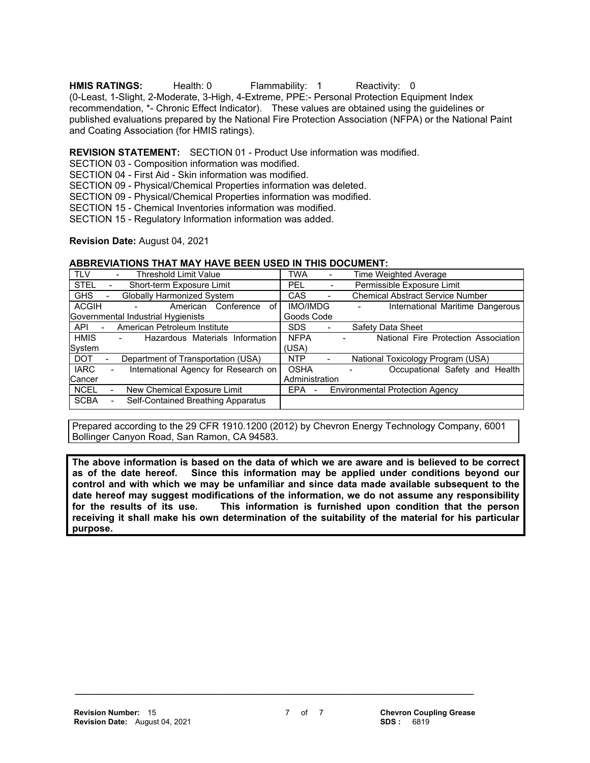**HMIS RATINGS:** Health: 0 Flammability: 1 Reactivity: 0
(0-Least, 1-Slight, 2-Moderate, 3-High, 4-Extreme, PPE:- Personal Protection Equipment Index recommendation, *- Chronic Effect Indicator). These values are obtained using the guidelines or published evaluations prepared by the National Fire Protection Association (NFPA) or the National Paint and Coating Association (for HMIS ratings).

**REVISION STATEMENT:** SECTION 01 - Product Use information was modified.
SECTION 03 - Composition information was modified.
SECTION 04 - First Aid - Skin information was modified.
SECTION 09 - Physical/Chemical Properties information was deleted.
SECTION 09 - Physical/Chemical Properties information was modified.
SECTION 15 - Chemical Inventories information was modified.
SECTION 15 - Regulatory Information information was added.

**Revision Date:** August 04, 2021

**ABBREVIATIONS THAT MAY HAVE BEEN USED IN THIS DOCUMENT:**

| | |
|---|---|
| TLV - Threshold Limit Value | TWA - Time Weighted Average |
| STEL - Short-term Exposure Limit | PEL - Permissible Exposure Limit |
| GHS - Globally Harmonized System | CAS - Chemical Abstract Service Number |
| ACGIH - American Conference of Governmental Industrial Hygienists | IMO/IMDG - International Maritime Dangerous Goods Code |
| API - American Petroleum Institute | SDS - Safety Data Sheet |
| HMIS - Hazardous Materials Information System | NFPA - National Fire Protection Association (USA) |
| DOT - Department of Transportation (USA) | NTP - National Toxicology Program (USA) |
| IARC - International Agency for Research on Cancer | OSHA - Occupational Safety and Health Administration |
| NCEL - New Chemical Exposure Limit | EPA - Environmental Protection Agency |
| SCBA - Self-Contained Breathing Apparatus | |

Prepared according to the 29 CFR 1910.1200 (2012) by Chevron Energy Technology Company, 6001 Bollinger Canyon Road, San Ramon, CA 94583.

**The above information is based on the data of which we are aware and is believed to be correct as of the date hereof. Since this information may be applied under conditions beyond our control and with which we may be unfamiliar and since data made available subsequent to the date hereof may suggest modifications of the information, we do not assume any responsibility for the results of its use. This information is furnished upon condition that the person receiving it shall make his own determination of the suitability of the material for his particular purpose.**